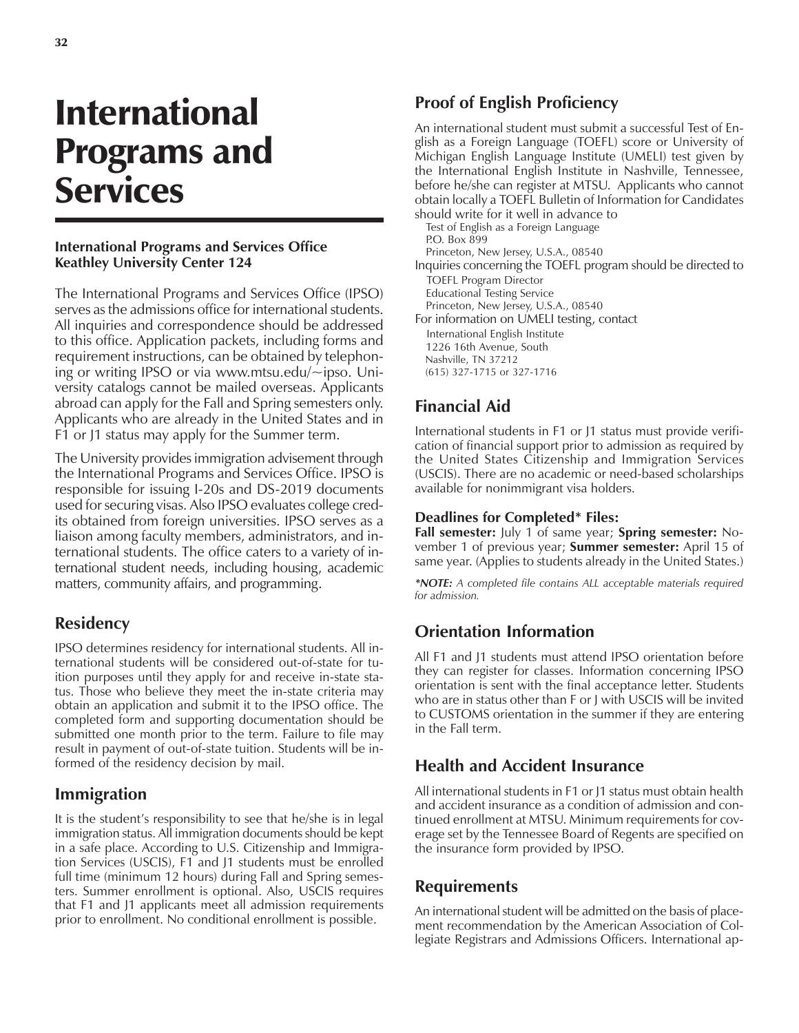# International Programs and Services

**International Programs and Services Office**
**Keathley University Center 124**

The International Programs and Services Office (IPSO) serves as the admissions office for international students. All inquiries and correspondence should be addressed to this office. Application packets, including forms and requirement instructions, can be obtained by telephoning or writing IPSO or via www.mtsu.edu/~ipso. University catalogs cannot be mailed overseas. Applicants abroad can apply for the Fall and Spring semesters only. Applicants who are already in the United States and in F1 or J1 status may apply for the Summer term.

The University provides immigration advisement through the International Programs and Services Office. IPSO is responsible for issuing I-20s and DS-2019 documents used for securing visas. Also IPSO evaluates college credits obtained from foreign universities. IPSO serves as a liaison among faculty members, administrators, and international students. The office caters to a variety of international student needs, including housing, academic matters, community affairs, and programming.

## Residency

IPSO determines residency for international students. All international students will be considered out-of-state for tuition purposes until they apply for and receive in-state status. Those who believe they meet the in-state criteria may obtain an application and submit it to the IPSO office. The completed form and supporting documentation should be submitted one month prior to the term. Failure to file may result in payment of out-of-state tuition. Students will be informed of the residency decision by mail.

## Immigration

It is the student's responsibility to see that he/she is in legal immigration status. All immigration documents should be kept in a safe place. According to U.S. Citizenship and Immigration Services (USCIS), F1 and J1 students must be enrolled full time (minimum 12 hours) during Fall and Spring semesters. Summer enrollment is optional. Also, USCIS requires that F1 and J1 applicants meet all admission requirements prior to enrollment. No conditional enrollment is possible.

## Proof of English Proficiency

An international student must submit a successful Test of English as a Foreign Language (TOEFL) score or University of Michigan English Language Institute (UMELI) test given by the International English Institute in Nashville, Tennessee, before he/she can register at MTSU. Applicants who cannot obtain locally a TOEFL Bulletin of Information for Candidates should write for it well in advance to

Test of English as a Foreign Language
P.O. Box 899
Princeton, New Jersey, U.S.A., 08540

Inquiries concerning the TOEFL program should be directed to

TOEFL Program Director
Educational Testing Service
Princeton, New Jersey, U.S.A., 08540

For information on UMELI testing, contact

International English Institute
1226 16th Avenue, South
Nashville, TN 37212
(615) 327-1715 or 327-1716

## Financial Aid

International students in F1 or J1 status must provide verification of financial support prior to admission as required by the United States Citizenship and Immigration Services (USCIS). There are no academic or need-based scholarships available for nonimmigrant visa holders.

### Deadlines for Completed* Files:

**Fall semester:** July 1 of same year; **Spring semester:** November 1 of previous year; **Summer semester:** April 15 of same year. (Applies to students already in the United States.)

***NOTE:*** *A completed file contains ALL acceptable materials required for admission.*

## Orientation Information

All F1 and J1 students must attend IPSO orientation before they can register for classes. Information concerning IPSO orientation is sent with the final acceptance letter. Students who are in status other than F or J with USCIS will be invited to CUSTOMS orientation in the summer if they are entering in the Fall term.

## Health and Accident Insurance

All international students in F1 or J1 status must obtain health and accident insurance as a condition of admission and continued enrollment at MTSU. Minimum requirements for coverage set by the Tennessee Board of Regents are specified on the insurance form provided by IPSO.

## Requirements

An international student will be admitted on the basis of placement recommendation by the American Association of Collegiate Registrars and Admissions Officers. International ap-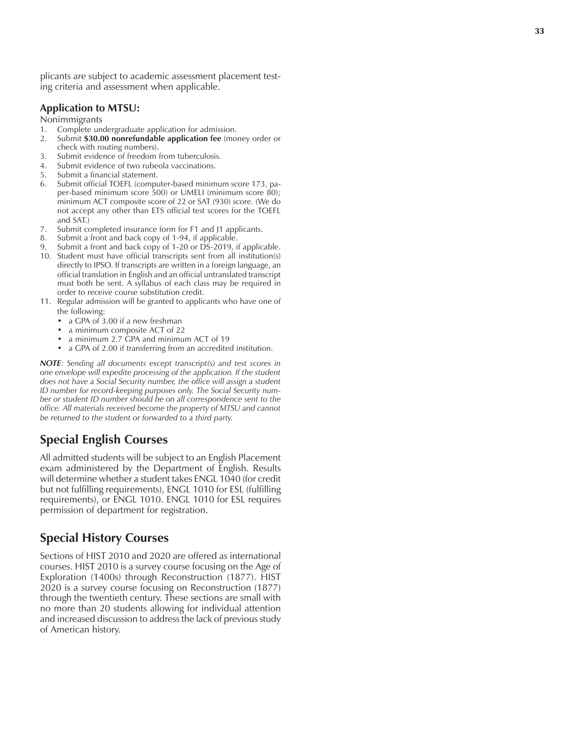plicants are subject to academic assessment placement testing criteria and assessment when applicable.

### Application to MTSU:

Nonimmigrants

1. Complete undergraduate application for admission.
2. Submit **$30.00 nonrefundable application fee** (money order or check with routing numbers).
3. Submit evidence of freedom from tuberculosis.
4. Submit evidence of two rubeola vaccinations.
5. Submit a financial statement.
6. Submit official TOEFL (computer-based minimum score 173, paper-based minimum score 500) or UMELI (minimum score 80); minimum ACT composite score of 22 or SAT (930) score. (We do not accept any other than ETS official test scores for the TOEFL and SAT.)
7. Submit completed insurance form for F1 and J1 applicants.
8. Submit a front and back copy of 1-94, if applicable.
9. Submit a front and back copy of 1-20 or DS-2019, if applicable.
10. Student must have official transcripts sent from all institution(s) directly to IPSO. If transcripts are written in a foreign language, an official translation in English and an official untranslated transcript must both be sent. A syllabus of each class may be required in order to receive course substitution credit.
11. Regular admission will be granted to applicants who have one of the following:
    - a GPA of 3.00 if a new freshman
    - a minimum composite ACT of 22
    - a minimum 2.7 GPA and minimum ACT of 19
    - a GPA of 2.00 if transferring from an accredited institution.

***NOTE****: Sending all documents except transcript(s) and test scores in one envelope will expedite processing of the application. If the student does not have a Social Security number, the office will assign a student ID number for record-keeping purposes only. The Social Security number or student ID number should be on all correspondence sent to the office. All materials received become the property of MTSU and cannot be returned to the student or forwarded to a third party.*

## Special English Courses

All admitted students will be subject to an English Placement exam administered by the Department of English. Results will determine whether a student takes ENGL 1040 (for credit but not fulfilling requirements), ENGL 1010 for ESL (fulfilling requirements), or ENGL 1010. ENGL 1010 for ESL requires permission of department for registration.

## Special History Courses

Sections of HIST 2010 and 2020 are offered as international courses. HIST 2010 is a survey course focusing on the Age of Exploration (1400s) through Reconstruction (1877). HIST 2020 is a survey course focusing on Reconstruction (1877) through the twentieth century. These sections are small with no more than 20 students allowing for individual attention and increased discussion to address the lack of previous study of American history.